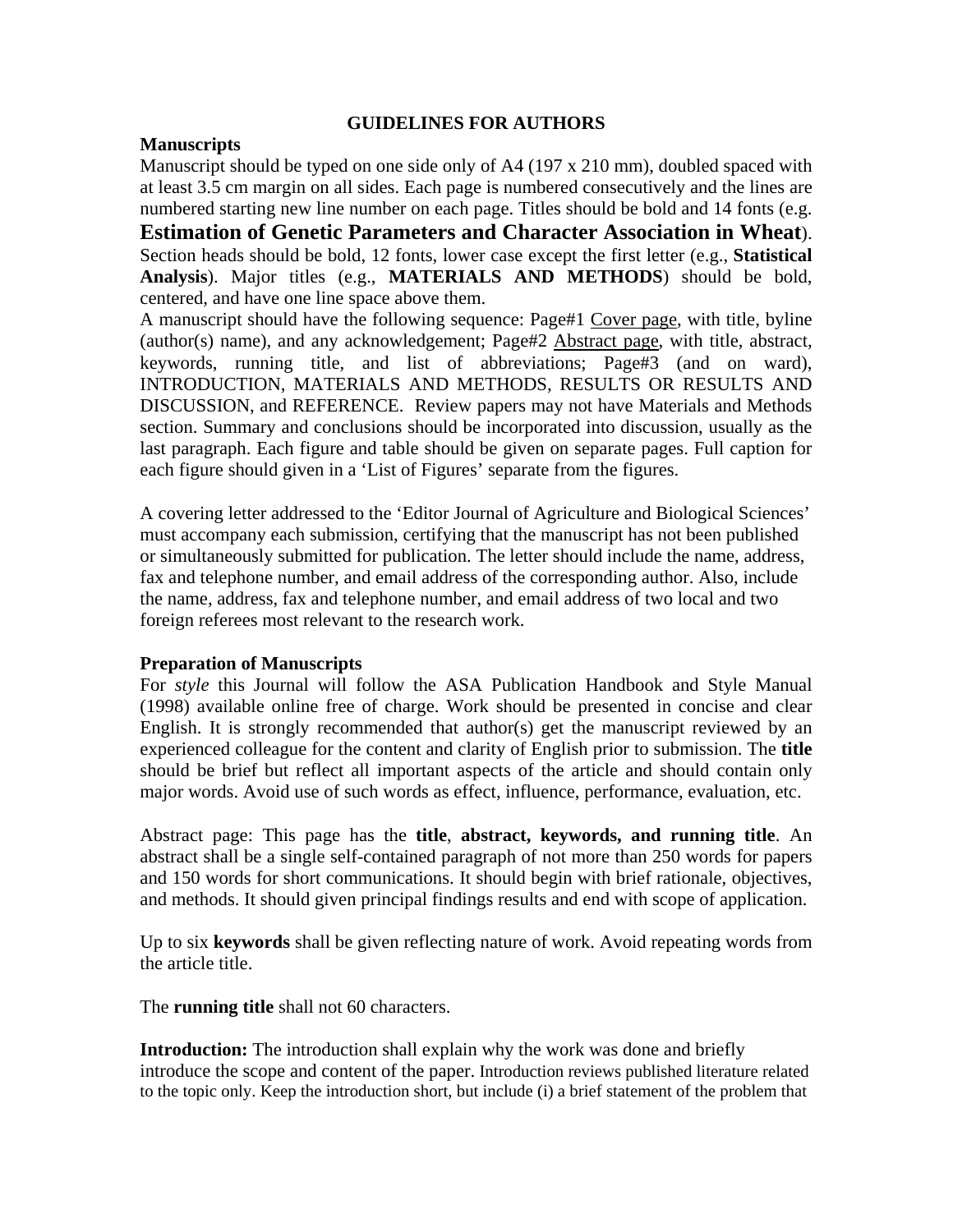# GUIDELINES FOR AUTHORS

## Manuscripts

Manuscript should be typed on one side only of A4 (197 x 210 mm), doubled spaced with at least 3.5 cm margin on all sides. Each page is numbered consecutively and the lines are numbered starting new line number on each page. Titles should be bold and 14 fonts (e.g. **Estimation of Genetic Parameters and Character Association in Wheat**). Section heads should be bold, 12 fonts, lower case except the first letter (e.g., **Statistical Analysis**). Major titles (e.g., **MATERIALS AND METHODS**) should be bold, centered, and have one line space above them.

A manuscript should have the following sequence: Page#1 Cover page, with title, byline (author(s) name), and any acknowledgement; Page#2 Abstract page, with title, abstract, keywords, running title, and list of abbreviations; Page#3 (and on ward), INTRODUCTION, MATERIALS AND METHODS, RESULTS OR RESULTS AND DISCUSSION, and REFERENCE. Review papers may not have Materials and Methods section. Summary and conclusions should be incorporated into discussion, usually as the last paragraph. Each figure and table should be given on separate pages. Full caption for each figure should given in a 'List of Figures' separate from the figures.

A covering letter addressed to the 'Editor Journal of Agriculture and Biological Sciences' must accompany each submission, certifying that the manuscript has not been published or simultaneously submitted for publication. The letter should include the name, address, fax and telephone number, and email address of the corresponding author. Also, include the name, address, fax and telephone number, and email address of two local and two foreign referees most relevant to the research work.

## Preparation of Manuscripts

For *style* this Journal will follow the ASA Publication Handbook and Style Manual (1998) available online free of charge. Work should be presented in concise and clear English. It is strongly recommended that author(s) get the manuscript reviewed by an experienced colleague for the content and clarity of English prior to submission. The **title** should be brief but reflect all important aspects of the article and should contain only major words. Avoid use of such words as effect, influence, performance, evaluation, etc.

Abstract page: This page has the **title**, **abstract, keywords, and running title**. An abstract shall be a single self-contained paragraph of not more than 250 words for papers and 150 words for short communications. It should begin with brief rationale, objectives, and methods. It should given principal findings results and end with scope of application.

Up to six **keywords** shall be given reflecting nature of work. Avoid repeating words from the article title.

The **running title** shall not 60 characters.

**Introduction:** The introduction shall explain why the work was done and briefly introduce the scope and content of the paper. Introduction reviews published literature related to the topic only. Keep the introduction short, but include (i) a brief statement of the problem that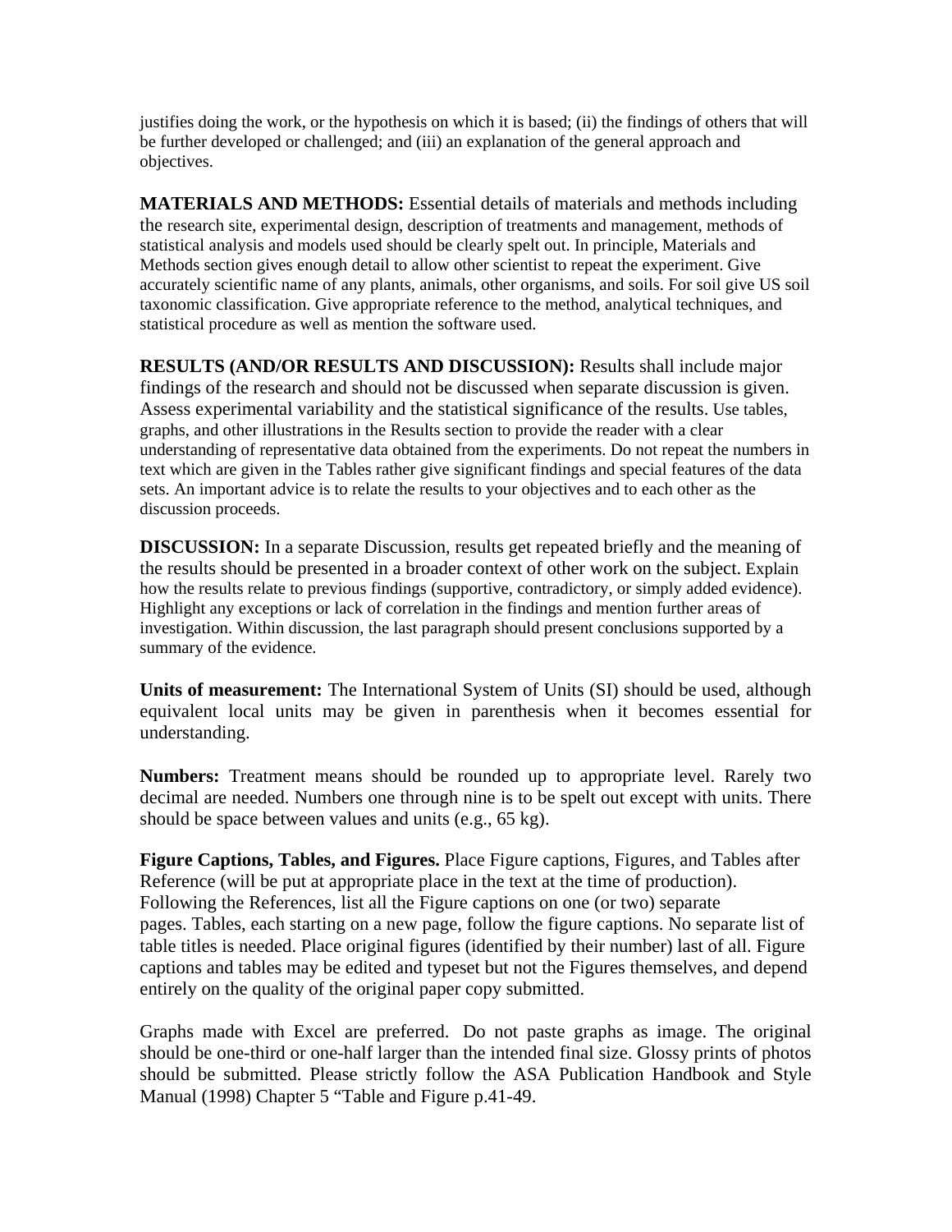justifies doing the work, or the hypothesis on which it is based; (ii) the findings of others that will be further developed or challenged; and (iii) an explanation of the general approach and objectives.

**MATERIALS AND METHODS:** Essential details of materials and methods including the research site, experimental design, description of treatments and management, methods of statistical analysis and models used should be clearly spelt out. In principle, Materials and Methods section gives enough detail to allow other scientist to repeat the experiment. Give accurately scientific name of any plants, animals, other organisms, and soils. For soil give US soil taxonomic classification. Give appropriate reference to the method, analytical techniques, and statistical procedure as well as mention the software used.

**RESULTS (AND/OR RESULTS AND DISCUSSION):** Results shall include major findings of the research and should not be discussed when separate discussion is given. Assess experimental variability and the statistical significance of the results. Use tables, graphs, and other illustrations in the Results section to provide the reader with a clear understanding of representative data obtained from the experiments. Do not repeat the numbers in text which are given in the Tables rather give significant findings and special features of the data sets. An important advice is to relate the results to your objectives and to each other as the discussion proceeds.

**DISCUSSION:** In a separate Discussion, results get repeated briefly and the meaning of the results should be presented in a broader context of other work on the subject. Explain how the results relate to previous findings (supportive, contradictory, or simply added evidence). Highlight any exceptions or lack of correlation in the findings and mention further areas of investigation. Within discussion, the last paragraph should present conclusions supported by a summary of the evidence.

**Units of measurement:** The International System of Units (SI) should be used, although equivalent local units may be given in parenthesis when it becomes essential for understanding.

**Numbers:** Treatment means should be rounded up to appropriate level. Rarely two decimal are needed. Numbers one through nine is to be spelt out except with units. There should be space between values and units (e.g., 65 kg).

**Figure Captions, Tables, and Figures.** Place Figure captions, Figures, and Tables after Reference (will be put at appropriate place in the text at the time of production). Following the References, list all the Figure captions on one (or two) separate pages. Tables, each starting on a new page, follow the figure captions. No separate list of table titles is needed. Place original figures (identified by their number) last of all. Figure captions and tables may be edited and typeset but not the Figures themselves, and depend entirely on the quality of the original paper copy submitted.

Graphs made with Excel are preferred. Do not paste graphs as image. The original should be one-third or one-half larger than the intended final size. Glossy prints of photos should be submitted. Please strictly follow the ASA Publication Handbook and Style Manual (1998) Chapter 5 "Table and Figure p.41-49.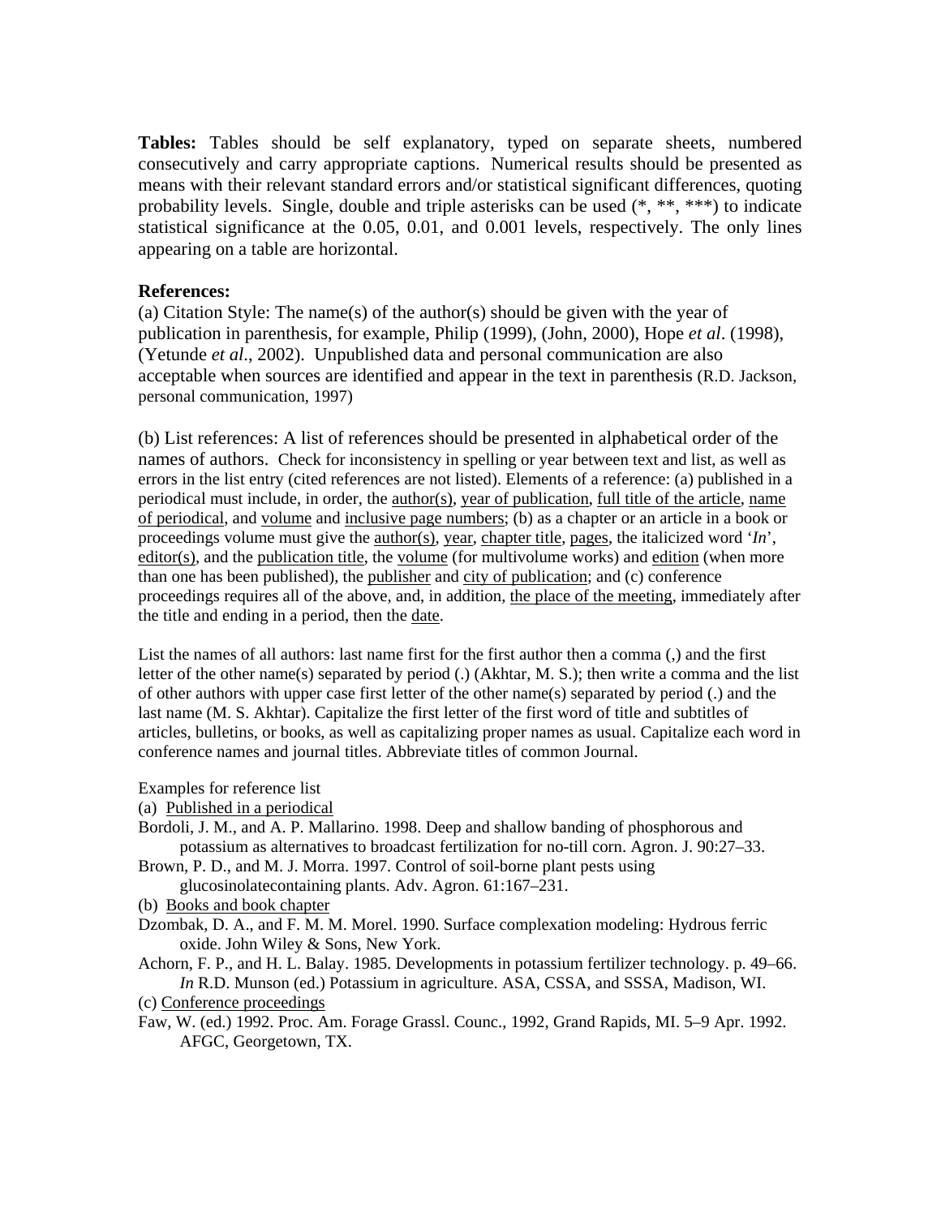**Tables:** Tables should be self explanatory, typed on separate sheets, numbered consecutively and carry appropriate captions. Numerical results should be presented as means with their relevant standard errors and/or statistical significant differences, quoting probability levels. Single, double and triple asterisks can be used (*, **, ***) to indicate statistical significance at the 0.05, 0.01, and 0.001 levels, respectively. The only lines appearing on a table are horizontal.

**References:**

(a) Citation Style: The name(s) of the author(s) should be given with the year of publication in parenthesis, for example, Philip (1999), (John, 2000), Hope *et al*. (1998), (Yetunde *et al*., 2002). Unpublished data and personal communication are also acceptable when sources are identified and appear in the text in parenthesis (R.D. Jackson, personal communication, 1997)

(b) List references: A list of references should be presented in alphabetical order of the names of authors. Check for inconsistency in spelling or year between text and list, as well as errors in the list entry (cited references are not listed). Elements of a reference: (a) published in a periodical must include, in order, the <u>author(s)</u>, <u>year of publication</u>, <u>full title of the article</u>, <u>name of periodical</u>, and <u>volume</u> and <u>inclusive page numbers</u>; (b) as a chapter or an article in a book or proceedings volume must give the <u>author(s)</u>, <u>year</u>, <u>chapter title</u>, <u>pages</u>, the italicized word '*In*', <u>editor(s)</u>, and the <u>publication title</u>, the <u>volume</u> (for multivolume works) and <u>edition</u> (when more than one has been published), the <u>publisher</u> and <u>city of publication</u>; and (c) conference proceedings requires all of the above, and, in addition, <u>the place of the meeting</u>, immediately after the title and ending in a period, then the <u>date</u>.

List the names of all authors: last name first for the first author then a comma (,) and the first letter of the other name(s) separated by period (.) (Akhtar, M. S.); then write a comma and the list of other authors with upper case first letter of the other name(s) separated by period (.) and the last name (M. S. Akhtar). Capitalize the first letter of the first word of title and subtitles of articles, bulletins, or books, as well as capitalizing proper names as usual. Capitalize each word in conference names and journal titles. Abbreviate titles of common Journal.

Examples for reference list

(a) <u>Published in a periodical</u>

Bordoli, J. M., and A. P. Mallarino. 1998. Deep and shallow banding of phosphorous and potassium as alternatives to broadcast fertilization for no-till corn. Agron. J. 90:27–33.

Brown, P. D., and M. J. Morra. 1997. Control of soil-borne plant pests using glucosinolatecontaining plants. Adv. Agron. 61:167–231.

(b) <u>Books and book chapter</u>

Dzombak, D. A., and F. M. M. Morel. 1990. Surface complexation modeling: Hydrous ferric oxide. John Wiley & Sons, New York.

Achorn, F. P., and H. L. Balay. 1985. Developments in potassium fertilizer technology. p. 49–66. *In* R.D. Munson (ed.) Potassium in agriculture. ASA, CSSA, and SSSA, Madison, WI.

(c) <u>Conference proceedings</u>

Faw, W. (ed.) 1992. Proc. Am. Forage Grassl. Counc., 1992, Grand Rapids, MI. 5–9 Apr. 1992. AFGC, Georgetown, TX.